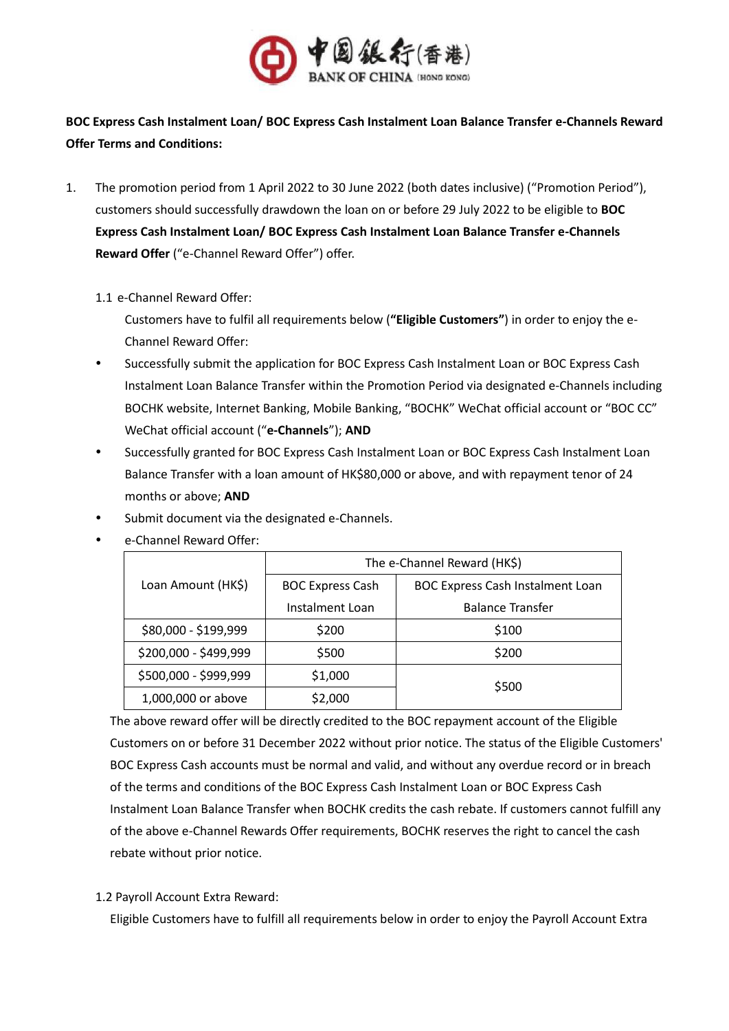中国银行(香港) BANK OF CHINA (HONG KONG)

**BOC Express Cash Instalment Loan/ BOC Express Cash Instalment Loan Balance Transfer e-Channels Reward Offer Terms and Conditions:**

1. The promotion period from 1 April 2022 to 30 June 2022 (both dates inclusive) ("Promotion Period"), customers should successfully drawdown the loan on or before 29 July 2022 to be eligible to **BOC Express Cash Instalment Loan/ BOC Express Cash Instalment Loan Balance Transfer e-Channels Reward Offer** ("e-Channel Reward Offer") offer.

   1.1 e-Channel Reward Offer:

   Customers have to fulfil all requirements below (**"Eligible Customers"**) in order to enjoy the e-Channel Reward Offer:

   - Successfully submit the application for BOC Express Cash Instalment Loan or BOC Express Cash Instalment Loan Balance Transfer within the Promotion Period via designated e-Channels including BOCHK website, Internet Banking, Mobile Banking, "BOCHK" WeChat official account or "BOC CC" WeChat official account ("**e-Channels**"); **AND**
   - Successfully granted for BOC Express Cash Instalment Loan or BOC Express Cash Instalment Loan Balance Transfer with a loan amount of HK$80,000 or above, and with repayment tenor of 24 months or above; **AND**
   - Submit document via the designated e-Channels.
   - e-Channel Reward Offer:

| Loan Amount (HK$) | The e-Channel Reward (HK$) | |
|---|---|---|
| | BOC Express Cash Instalment Loan | BOC Express Cash Instalment Loan Balance Transfer |
| $80,000 - $199,999 | $200 | $100 |
| $200,000 - $499,999 | $500 | $200 |
| $500,000 - $999,999 | $1,000 | $500 |
| 1,000,000 or above | $2,000 | |

   The above reward offer will be directly credited to the BOC repayment account of the Eligible Customers on or before 31 December 2022 without prior notice. The status of the Eligible Customers' BOC Express Cash accounts must be normal and valid, and without any overdue record or in breach of the terms and conditions of the BOC Express Cash Instalment Loan or BOC Express Cash Instalment Loan Balance Transfer when BOCHK credits the cash rebate. If customers cannot fulfill any of the above e-Channel Rewards Offer requirements, BOCHK reserves the right to cancel the cash rebate without prior notice.

   1.2 Payroll Account Extra Reward:

   Eligible Customers have to fulfill all requirements below in order to enjoy the Payroll Account Extra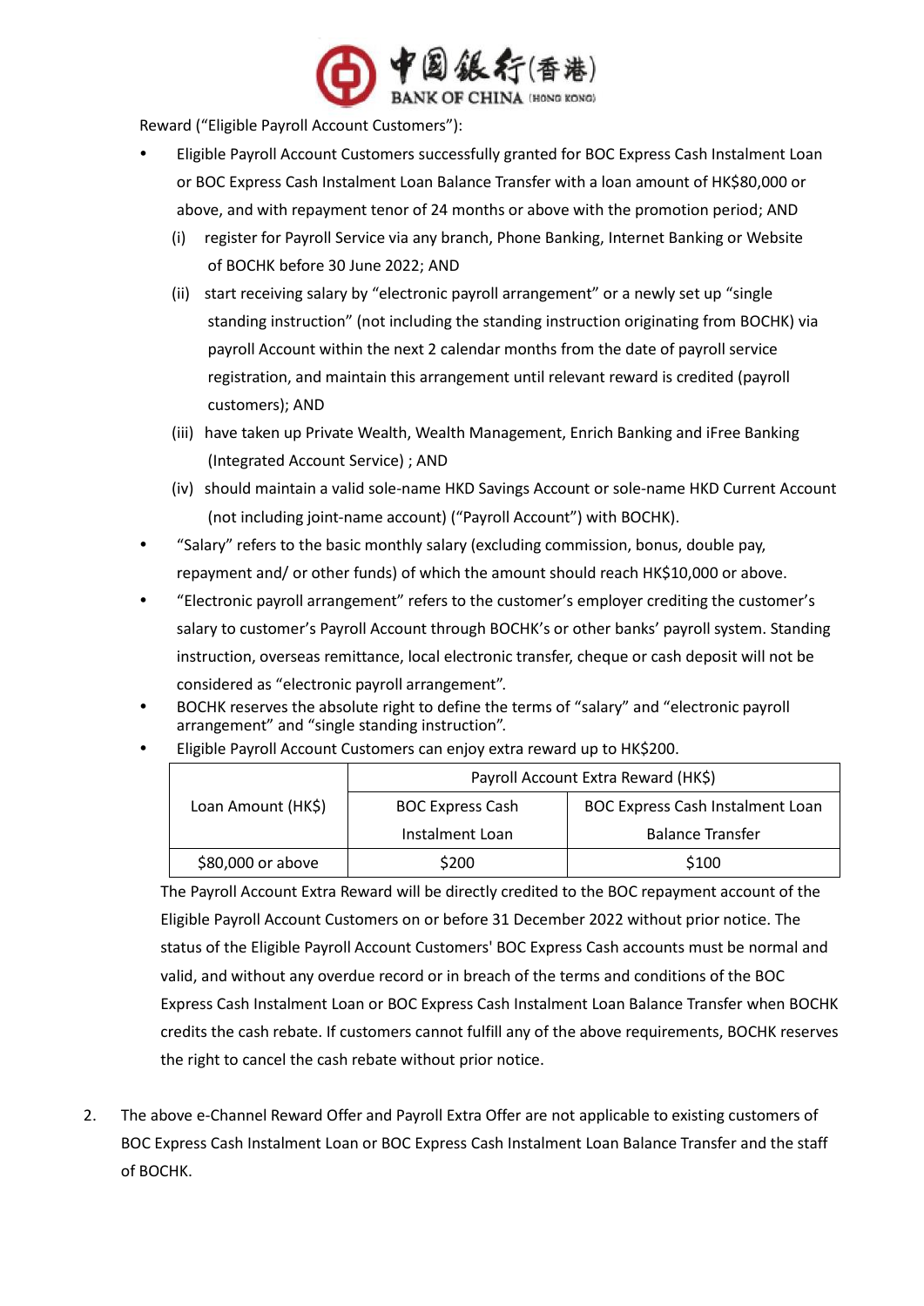Reward ("Eligible Payroll Account Customers"):

- Eligible Payroll Account Customers successfully granted for BOC Express Cash Instalment Loan or BOC Express Cash Instalment Loan Balance Transfer with a loan amount of HK$80,000 or above, and with repayment tenor of 24 months or above with the promotion period; AND
  - (i) register for Payroll Service via any branch, Phone Banking, Internet Banking or Website of BOCHK before 30 June 2022; AND
  - (ii) start receiving salary by "electronic payroll arrangement" or a newly set up "single standing instruction" (not including the standing instruction originating from BOCHK) via payroll Account within the next 2 calendar months from the date of payroll service registration, and maintain this arrangement until relevant reward is credited (payroll customers); AND
  - (iii) have taken up Private Wealth, Wealth Management, Enrich Banking and iFree Banking (Integrated Account Service) ; AND
  - (iv) should maintain a valid sole-name HKD Savings Account or sole-name HKD Current Account (not including joint-name account) ("Payroll Account") with BOCHK).
- "Salary" refers to the basic monthly salary (excluding commission, bonus, double pay, repayment and/ or other funds) of which the amount should reach HK$10,000 or above.
- "Electronic payroll arrangement" refers to the customer's employer crediting the customer's salary to customer's Payroll Account through BOCHK's or other banks' payroll system. Standing instruction, overseas remittance, local electronic transfer, cheque or cash deposit will not be considered as "electronic payroll arrangement".
- BOCHK reserves the absolute right to define the terms of "salary" and "electronic payroll arrangement" and "single standing instruction".
- Eligible Payroll Account Customers can enjoy extra reward up to HK$200.

| Loan Amount (HK$) | Payroll Account Extra Reward (HK$) | |
|---|---|---|
| | BOC Express Cash Instalment Loan | BOC Express Cash Instalment Loan Balance Transfer |
| $80,000 or above | $200 | $100 |

The Payroll Account Extra Reward will be directly credited to the BOC repayment account of the Eligible Payroll Account Customers on or before 31 December 2022 without prior notice. The status of the Eligible Payroll Account Customers' BOC Express Cash accounts must be normal and valid, and without any overdue record or in breach of the terms and conditions of the BOC Express Cash Instalment Loan or BOC Express Cash Instalment Loan Balance Transfer when BOCHK credits the cash rebate. If customers cannot fulfill any of the above requirements, BOCHK reserves the right to cancel the cash rebate without prior notice.

2. The above e-Channel Reward Offer and Payroll Extra Offer are not applicable to existing customers of BOC Express Cash Instalment Loan or BOC Express Cash Instalment Loan Balance Transfer and the staff of BOCHK.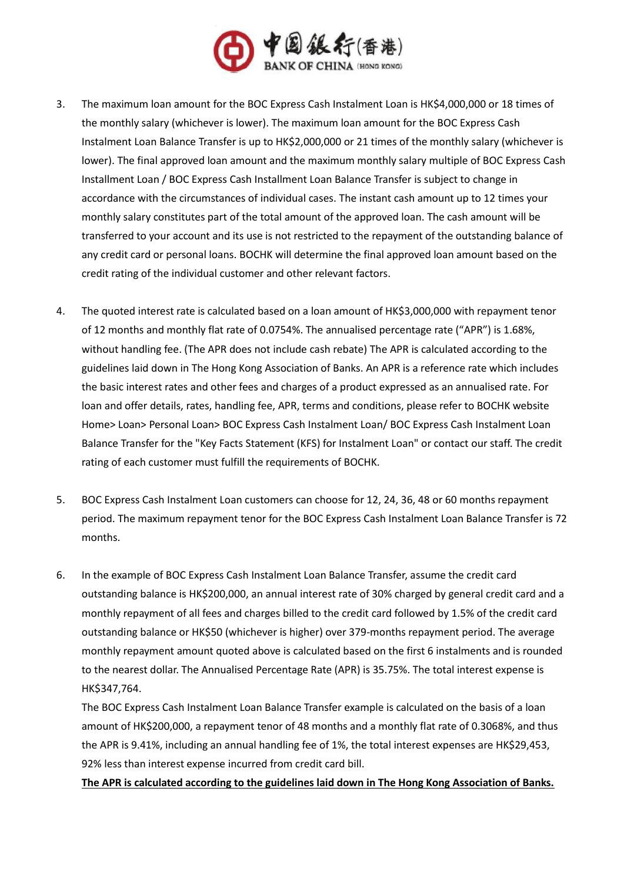3. The maximum loan amount for the BOC Express Cash Instalment Loan is HK$4,000,000 or 18 times of the monthly salary (whichever is lower). The maximum loan amount for the BOC Express Cash Instalment Loan Balance Transfer is up to HK$2,000,000 or 21 times of the monthly salary (whichever is lower). The final approved loan amount and the maximum monthly salary multiple of BOC Express Cash Installment Loan / BOC Express Cash Installment Loan Balance Transfer is subject to change in accordance with the circumstances of individual cases. The instant cash amount up to 12 times your monthly salary constitutes part of the total amount of the approved loan. The cash amount will be transferred to your account and its use is not restricted to the repayment of the outstanding balance of any credit card or personal loans. BOCHK will determine the final approved loan amount based on the credit rating of the individual customer and other relevant factors.

4. The quoted interest rate is calculated based on a loan amount of HK$3,000,000 with repayment tenor of 12 months and monthly flat rate of 0.0754%. The annualised percentage rate ("APR") is 1.68%, without handling fee. (The APR does not include cash rebate) The APR is calculated according to the guidelines laid down in The Hong Kong Association of Banks. An APR is a reference rate which includes the basic interest rates and other fees and charges of a product expressed as an annualised rate. For loan and offer details, rates, handling fee, APR, terms and conditions, please refer to BOCHK website Home> Loan> Personal Loan> BOC Express Cash Instalment Loan/ BOC Express Cash Instalment Loan Balance Transfer for the "Key Facts Statement (KFS) for Instalment Loan" or contact our staff. The credit rating of each customer must fulfill the requirements of BOCHK.

5. BOC Express Cash Instalment Loan customers can choose for 12, 24, 36, 48 or 60 months repayment period. The maximum repayment tenor for the BOC Express Cash Instalment Loan Balance Transfer is 72 months.

6. In the example of BOC Express Cash Instalment Loan Balance Transfer, assume the credit card outstanding balance is HK$200,000, an annual interest rate of 30% charged by general credit card and a monthly repayment of all fees and charges billed to the credit card followed by 1.5% of the credit card outstanding balance or HK$50 (whichever is higher) over 379-months repayment period. The average monthly repayment amount quoted above is calculated based on the first 6 instalments and is rounded to the nearest dollar. The Annualised Percentage Rate (APR) is 35.75%. The total interest expense is HK$347,764.

   The BOC Express Cash Instalment Loan Balance Transfer example is calculated on the basis of a loan amount of HK$200,000, a repayment tenor of 48 months and a monthly flat rate of 0.3068%, and thus the APR is 9.41%, including an annual handling fee of 1%, the total interest expenses are HK$29,453, 92% less than interest expense incurred from credit card bill.

   **The APR is calculated according to the guidelines laid down in The Hong Kong Association of Banks.**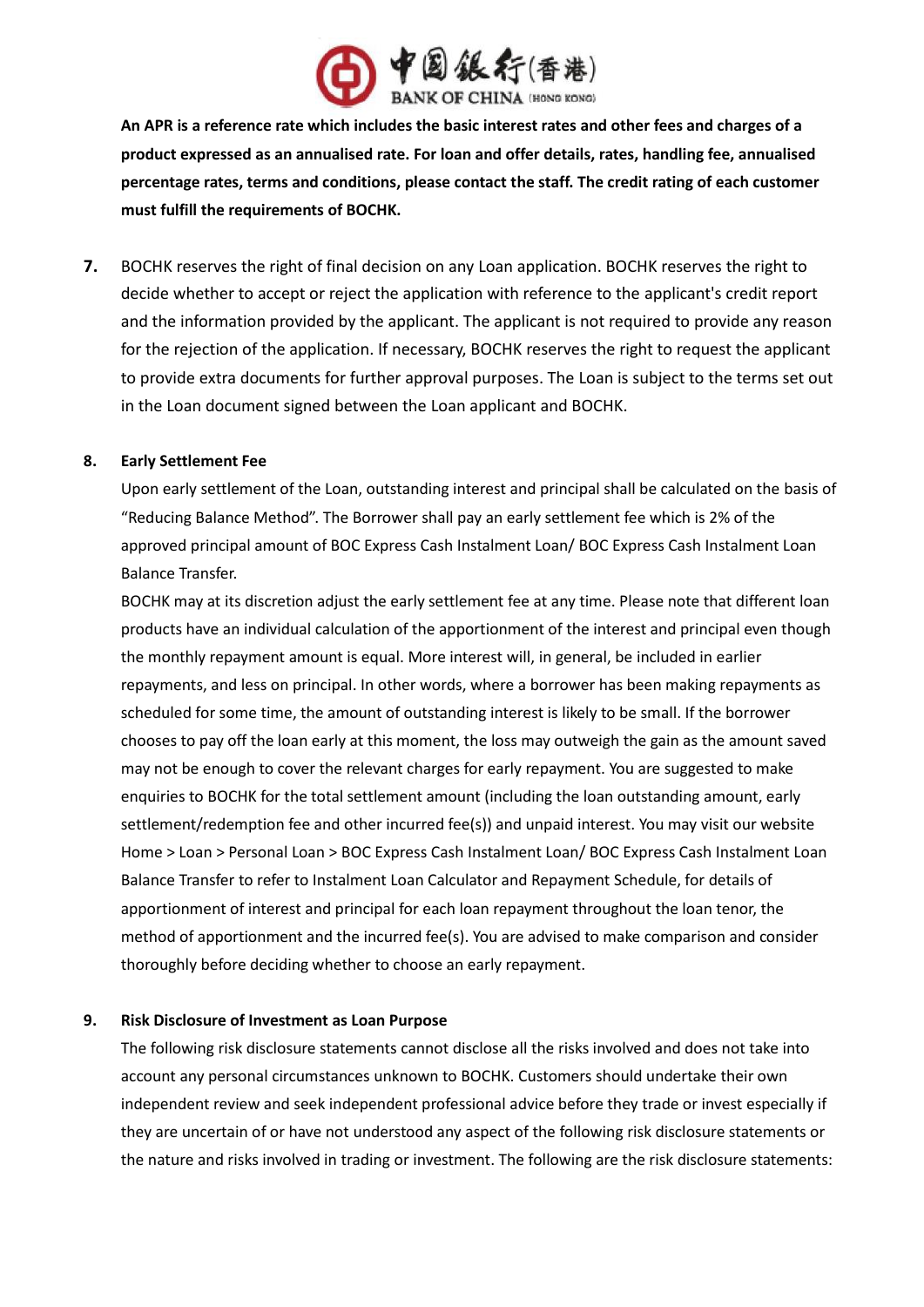**An APR is a reference rate which includes the basic interest rates and other fees and charges of a product expressed as an annualised rate. For loan and offer details, rates, handling fee, annualised percentage rates, terms and conditions, please contact the staff. The credit rating of each customer must fulfill the requirements of BOCHK.**

**7.** BOCHK reserves the right of final decision on any Loan application. BOCHK reserves the right to decide whether to accept or reject the application with reference to the applicant's credit report and the information provided by the applicant. The applicant is not required to provide any reason for the rejection of the application. If necessary, BOCHK reserves the right to request the applicant to provide extra documents for further approval purposes. The Loan is subject to the terms set out in the Loan document signed between the Loan applicant and BOCHK.

**8. Early Settlement Fee**

Upon early settlement of the Loan, outstanding interest and principal shall be calculated on the basis of "Reducing Balance Method". The Borrower shall pay an early settlement fee which is 2% of the approved principal amount of BOC Express Cash Instalment Loan/ BOC Express Cash Instalment Loan Balance Transfer.

BOCHK may at its discretion adjust the early settlement fee at any time. Please note that different loan products have an individual calculation of the apportionment of the interest and principal even though the monthly repayment amount is equal. More interest will, in general, be included in earlier repayments, and less on principal. In other words, where a borrower has been making repayments as scheduled for some time, the amount of outstanding interest is likely to be small. If the borrower chooses to pay off the loan early at this moment, the loss may outweigh the gain as the amount saved may not be enough to cover the relevant charges for early repayment. You are suggested to make enquiries to BOCHK for the total settlement amount (including the loan outstanding amount, early settlement/redemption fee and other incurred fee(s)) and unpaid interest. You may visit our website Home > Loan > Personal Loan > BOC Express Cash Instalment Loan/ BOC Express Cash Instalment Loan Balance Transfer to refer to Instalment Loan Calculator and Repayment Schedule, for details of apportionment of interest and principal for each loan repayment throughout the loan tenor, the method of apportionment and the incurred fee(s). You are advised to make comparison and consider thoroughly before deciding whether to choose an early repayment.

**9. Risk Disclosure of Investment as Loan Purpose**

The following risk disclosure statements cannot disclose all the risks involved and does not take into account any personal circumstances unknown to BOCHK. Customers should undertake their own independent review and seek independent professional advice before they trade or invest especially if they are uncertain of or have not understood any aspect of the following risk disclosure statements or the nature and risks involved in trading or investment. The following are the risk disclosure statements: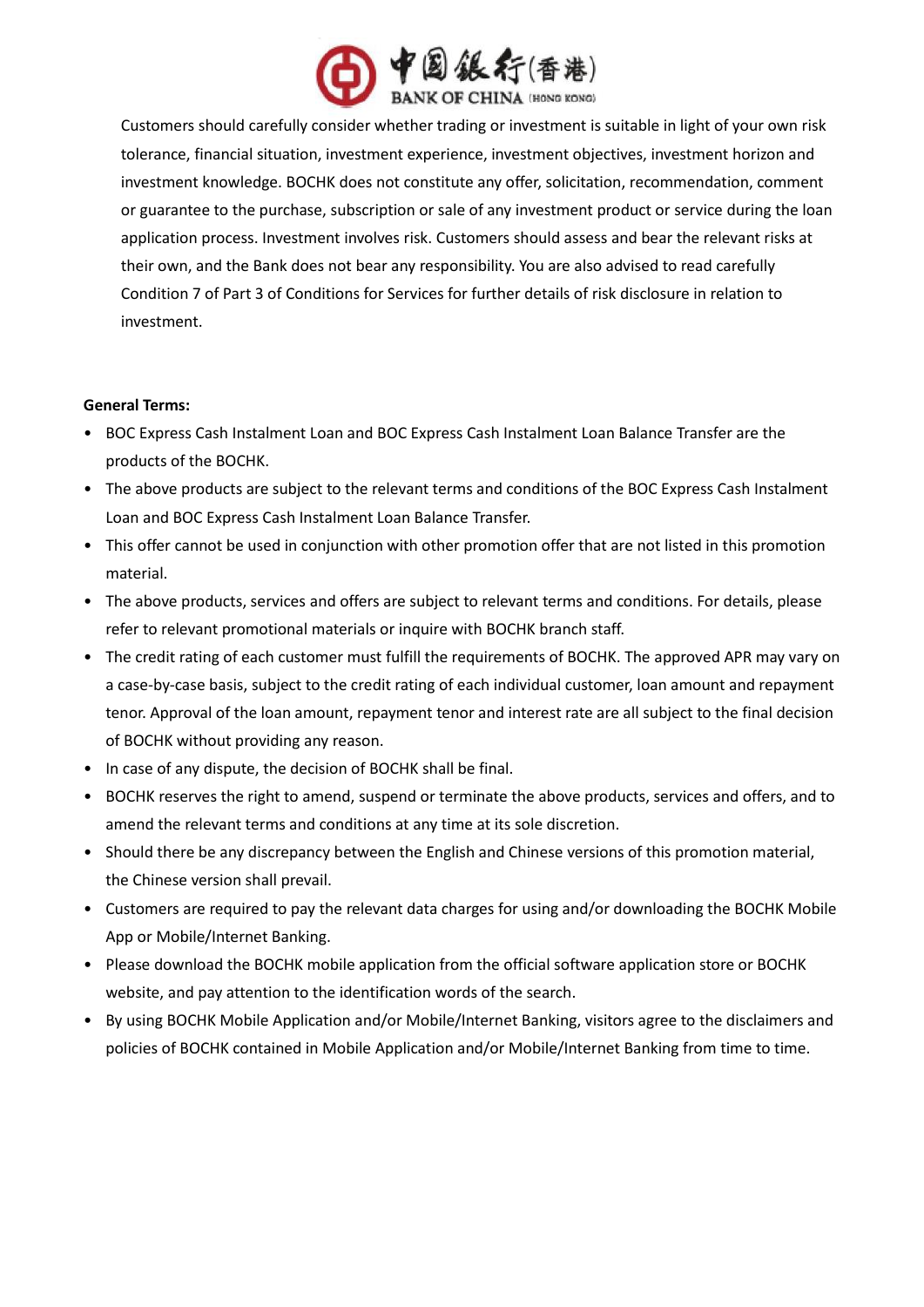Customers should carefully consider whether trading or investment is suitable in light of your own risk tolerance, financial situation, investment experience, investment objectives, investment horizon and investment knowledge. BOCHK does not constitute any offer, solicitation, recommendation, comment or guarantee to the purchase, subscription or sale of any investment product or service during the loan application process. Investment involves risk. Customers should assess and bear the relevant risks at their own, and the Bank does not bear any responsibility. You are also advised to read carefully Condition 7 of Part 3 of Conditions for Services for further details of risk disclosure in relation to investment.

**General Terms:**

- BOC Express Cash Instalment Loan and BOC Express Cash Instalment Loan Balance Transfer are the products of the BOCHK.
- The above products are subject to the relevant terms and conditions of the BOC Express Cash Instalment Loan and BOC Express Cash Instalment Loan Balance Transfer.
- This offer cannot be used in conjunction with other promotion offer that are not listed in this promotion material.
- The above products, services and offers are subject to relevant terms and conditions. For details, please refer to relevant promotional materials or inquire with BOCHK branch staff.
- The credit rating of each customer must fulfill the requirements of BOCHK. The approved APR may vary on a case-by-case basis, subject to the credit rating of each individual customer, loan amount and repayment tenor. Approval of the loan amount, repayment tenor and interest rate are all subject to the final decision of BOCHK without providing any reason.
- In case of any dispute, the decision of BOCHK shall be final.
- BOCHK reserves the right to amend, suspend or terminate the above products, services and offers, and to amend the relevant terms and conditions at any time at its sole discretion.
- Should there be any discrepancy between the English and Chinese versions of this promotion material, the Chinese version shall prevail.
- Customers are required to pay the relevant data charges for using and/or downloading the BOCHK Mobile App or Mobile/Internet Banking.
- Please download the BOCHK mobile application from the official software application store or BOCHK website, and pay attention to the identification words of the search.
- By using BOCHK Mobile Application and/or Mobile/Internet Banking, visitors agree to the disclaimers and policies of BOCHK contained in Mobile Application and/or Mobile/Internet Banking from time to time.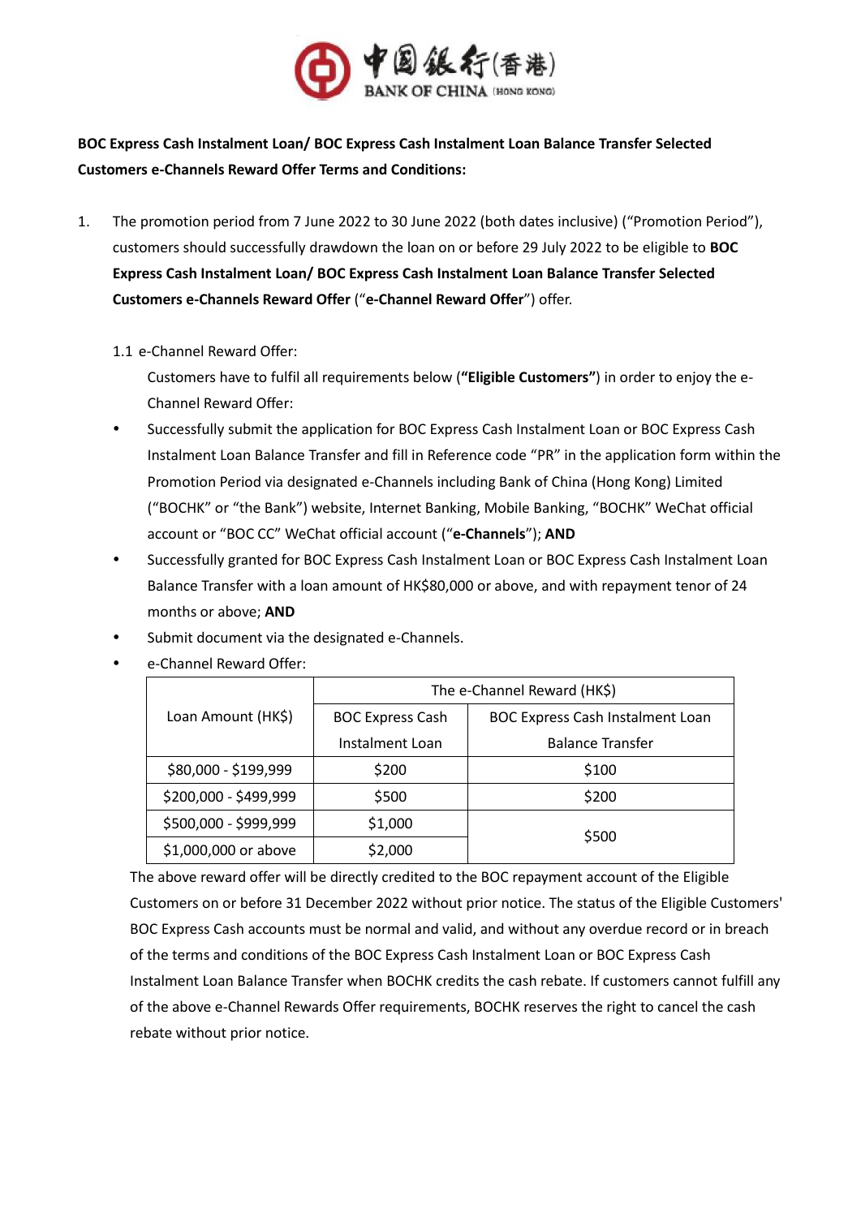**BOC Express Cash Instalment Loan/ BOC Express Cash Instalment Loan Balance Transfer Selected Customers e-Channels Reward Offer Terms and Conditions:**

1. The promotion period from 7 June 2022 to 30 June 2022 (both dates inclusive) ("Promotion Period"), customers should successfully drawdown the loan on or before 29 July 2022 to be eligible to **BOC Express Cash Instalment Loan/ BOC Express Cash Instalment Loan Balance Transfer Selected Customers e-Channels Reward Offer** ("**e-Channel Reward Offer**") offer.

   1.1 e-Channel Reward Offer:

   Customers have to fulfil all requirements below (**"Eligible Customers"**) in order to enjoy the e-Channel Reward Offer:

   - Successfully submit the application for BOC Express Cash Instalment Loan or BOC Express Cash Instalment Loan Balance Transfer and fill in Reference code "PR" in the application form within the Promotion Period via designated e-Channels including Bank of China (Hong Kong) Limited ("BOCHK" or "the Bank") website, Internet Banking, Mobile Banking, "BOCHK" WeChat official account or "BOC CC" WeChat official account ("**e-Channels**"); **AND**
   - Successfully granted for BOC Express Cash Instalment Loan or BOC Express Cash Instalment Loan Balance Transfer with a loan amount of HK$80,000 or above, and with repayment tenor of 24 months or above; **AND**
   - Submit document via the designated e-Channels.
   - e-Channel Reward Offer:

| Loan Amount (HK$) | The e-Channel Reward (HK$) | |
|---|---|---|
| | BOC Express Cash Instalment Loan | BOC Express Cash Instalment Loan Balance Transfer |
| $80,000 - $199,999 | $200 | $100 |
| $200,000 - $499,999 | $500 | $200 |
| $500,000 - $999,999 | $1,000 | $500 |
| $1,000,000 or above | $2,000 | |

   The above reward offer will be directly credited to the BOC repayment account of the Eligible Customers on or before 31 December 2022 without prior notice. The status of the Eligible Customers' BOC Express Cash accounts must be normal and valid, and without any overdue record or in breach of the terms and conditions of the BOC Express Cash Instalment Loan or BOC Express Cash Instalment Loan Balance Transfer when BOCHK credits the cash rebate. If customers cannot fulfill any of the above e-Channel Rewards Offer requirements, BOCHK reserves the right to cancel the cash rebate without prior notice.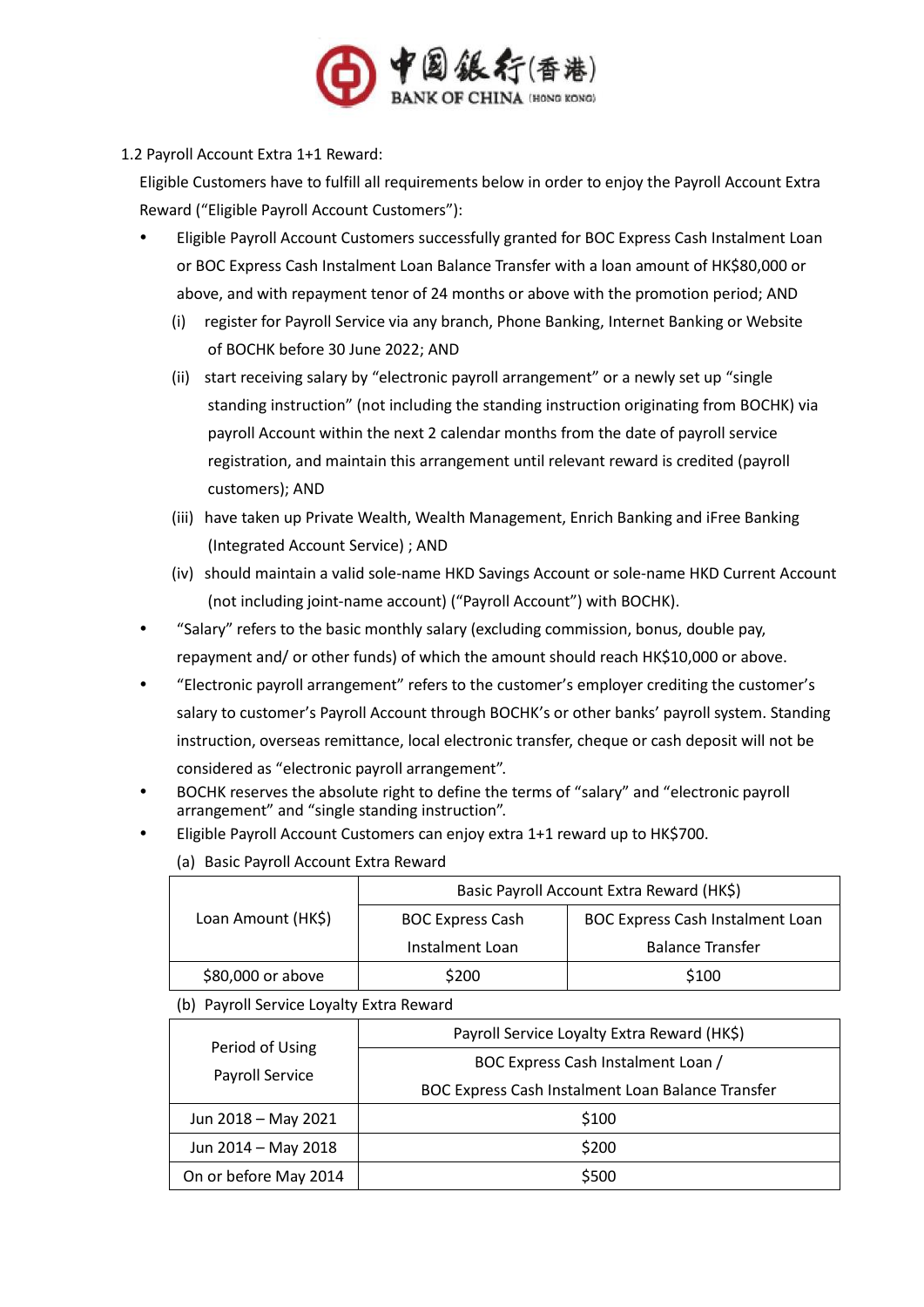1.2 Payroll Account Extra 1+1 Reward:

Eligible Customers have to fulfill all requirements below in order to enjoy the Payroll Account Extra Reward ("Eligible Payroll Account Customers"):

- Eligible Payroll Account Customers successfully granted for BOC Express Cash Instalment Loan or BOC Express Cash Instalment Loan Balance Transfer with a loan amount of HK$80,000 or above, and with repayment tenor of 24 months or above with the promotion period; AND
  - (i) register for Payroll Service via any branch, Phone Banking, Internet Banking or Website of BOCHK before 30 June 2022; AND
  - (ii) start receiving salary by "electronic payroll arrangement" or a newly set up "single standing instruction" (not including the standing instruction originating from BOCHK) via payroll Account within the next 2 calendar months from the date of payroll service registration, and maintain this arrangement until relevant reward is credited (payroll customers); AND
  - (iii) have taken up Private Wealth, Wealth Management, Enrich Banking and iFree Banking (Integrated Account Service) ; AND
  - (iv) should maintain a valid sole-name HKD Savings Account or sole-name HKD Current Account (not including joint-name account) ("Payroll Account") with BOCHK).
- "Salary" refers to the basic monthly salary (excluding commission, bonus, double pay, repayment and/ or other funds) of which the amount should reach HK$10,000 or above.
- "Electronic payroll arrangement" refers to the customer's employer crediting the customer's salary to customer's Payroll Account through BOCHK's or other banks' payroll system. Standing instruction, overseas remittance, local electronic transfer, cheque or cash deposit will not be considered as "electronic payroll arrangement".
- BOCHK reserves the absolute right to define the terms of "salary" and "electronic payroll arrangement" and "single standing instruction".
- Eligible Payroll Account Customers can enjoy extra 1+1 reward up to HK$700.

(a) Basic Payroll Account Extra Reward

| Loan Amount (HK$) | Basic Payroll Account Extra Reward (HK$) | |
|---|---|---|
| | BOC Express Cash Instalment Loan | BOC Express Cash Instalment Loan Balance Transfer |
| $80,000 or above | $200 | $100 |

(b) Payroll Service Loyalty Extra Reward

| Period of Using Payroll Service | Payroll Service Loyalty Extra Reward (HK$) |
|---|---|
| | BOC Express Cash Instalment Loan / BOC Express Cash Instalment Loan Balance Transfer |
| Jun 2018 – May 2021 | $100 |
| Jun 2014 – May 2018 | $200 |
| On or before May 2014 | $500 |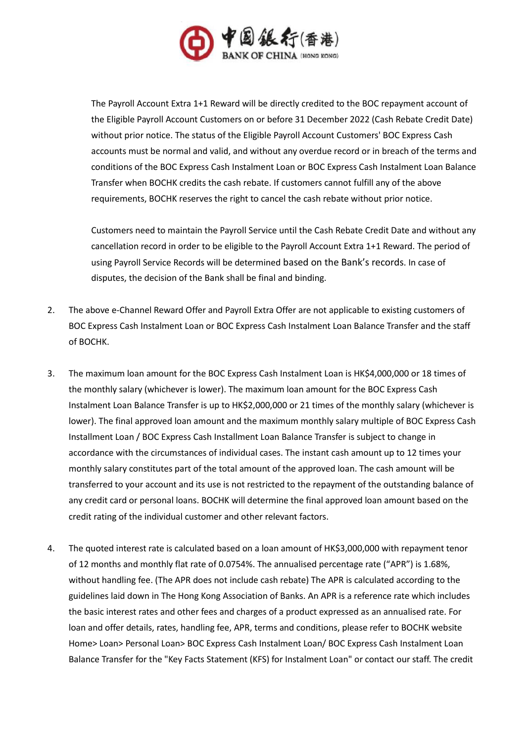The Payroll Account Extra 1+1 Reward will be directly credited to the BOC repayment account of the Eligible Payroll Account Customers on or before 31 December 2022 (Cash Rebate Credit Date) without prior notice. The status of the Eligible Payroll Account Customers' BOC Express Cash accounts must be normal and valid, and without any overdue record or in breach of the terms and conditions of the BOC Express Cash Instalment Loan or BOC Express Cash Instalment Loan Balance Transfer when BOCHK credits the cash rebate. If customers cannot fulfill any of the above requirements, BOCHK reserves the right to cancel the cash rebate without prior notice.

Customers need to maintain the Payroll Service until the Cash Rebate Credit Date and without any cancellation record in order to be eligible to the Payroll Account Extra 1+1 Reward. The period of using Payroll Service Records will be determined based on the Bank's records. In case of disputes, the decision of the Bank shall be final and binding.

2. The above e-Channel Reward Offer and Payroll Extra Offer are not applicable to existing customers of BOC Express Cash Instalment Loan or BOC Express Cash Instalment Loan Balance Transfer and the staff of BOCHK.

3. The maximum loan amount for the BOC Express Cash Instalment Loan is HK$4,000,000 or 18 times of the monthly salary (whichever is lower). The maximum loan amount for the BOC Express Cash Instalment Loan Balance Transfer is up to HK$2,000,000 or 21 times of the monthly salary (whichever is lower). The final approved loan amount and the maximum monthly salary multiple of BOC Express Cash Installment Loan / BOC Express Cash Installment Loan Balance Transfer is subject to change in accordance with the circumstances of individual cases. The instant cash amount up to 12 times your monthly salary constitutes part of the total amount of the approved loan. The cash amount will be transferred to your account and its use is not restricted to the repayment of the outstanding balance of any credit card or personal loans. BOCHK will determine the final approved loan amount based on the credit rating of the individual customer and other relevant factors.

4. The quoted interest rate is calculated based on a loan amount of HK$3,000,000 with repayment tenor of 12 months and monthly flat rate of 0.0754%. The annualised percentage rate ("APR") is 1.68%, without handling fee. (The APR does not include cash rebate) The APR is calculated according to the guidelines laid down in The Hong Kong Association of Banks. An APR is a reference rate which includes the basic interest rates and other fees and charges of a product expressed as an annualised rate. For loan and offer details, rates, handling fee, APR, terms and conditions, please refer to BOCHK website Home> Loan> Personal Loan> BOC Express Cash Instalment Loan/ BOC Express Cash Instalment Loan Balance Transfer for the "Key Facts Statement (KFS) for Instalment Loan" or contact our staff. The credit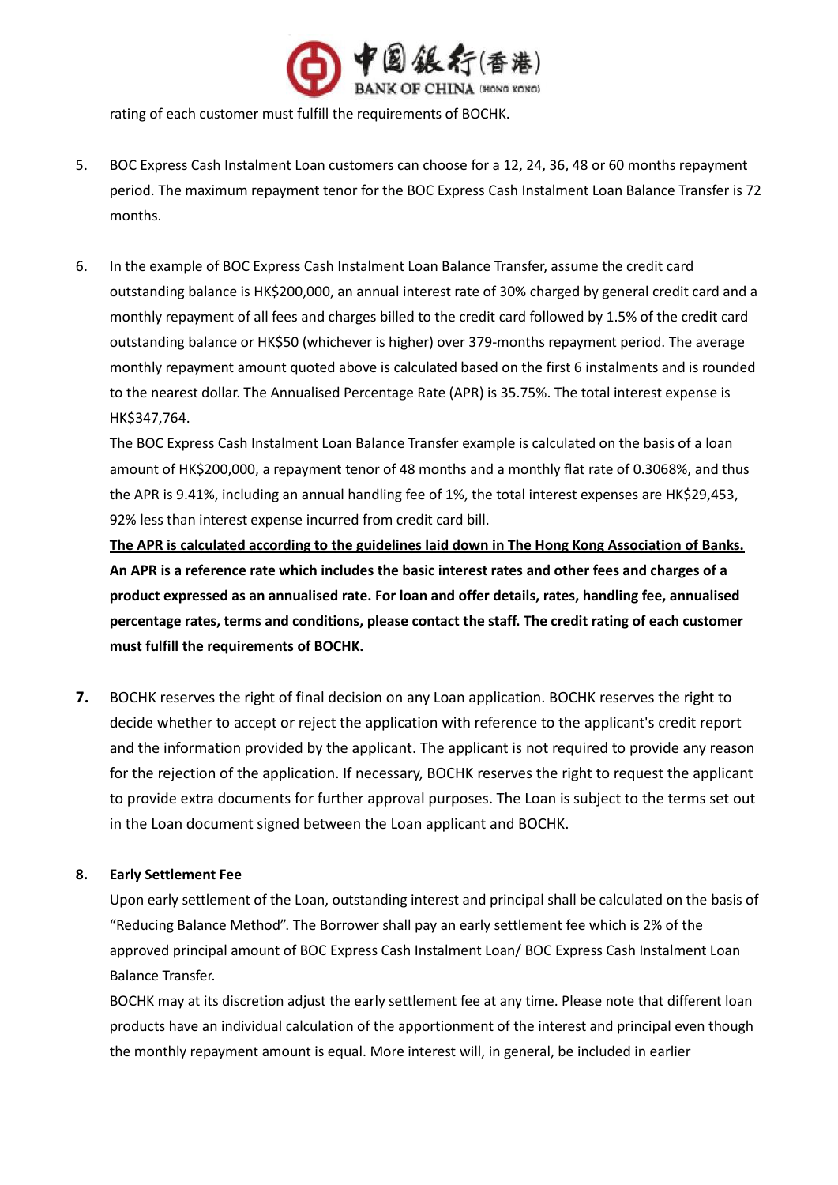rating of each customer must fulfill the requirements of BOCHK.

5. BOC Express Cash Instalment Loan customers can choose for a 12, 24, 36, 48 or 60 months repayment period. The maximum repayment tenor for the BOC Express Cash Instalment Loan Balance Transfer is 72 months.

6. In the example of BOC Express Cash Instalment Loan Balance Transfer, assume the credit card outstanding balance is HK$200,000, an annual interest rate of 30% charged by general credit card and a monthly repayment of all fees and charges billed to the credit card followed by 1.5% of the credit card outstanding balance or HK$50 (whichever is higher) over 379-months repayment period. The average monthly repayment amount quoted above is calculated based on the first 6 instalments and is rounded to the nearest dollar. The Annualised Percentage Rate (APR) is 35.75%. The total interest expense is HK$347,764.

   The BOC Express Cash Instalment Loan Balance Transfer example is calculated on the basis of a loan amount of HK$200,000, a repayment tenor of 48 months and a monthly flat rate of 0.3068%, and thus the APR is 9.41%, including an annual handling fee of 1%, the total interest expenses are HK$29,453, 92% less than interest expense incurred from credit card bill.

   **The APR is calculated according to the guidelines laid down in The Hong Kong Association of Banks. An APR is a reference rate which includes the basic interest rates and other fees and charges of a product expressed as an annualised rate. For loan and offer details, rates, handling fee, annualised percentage rates, terms and conditions, please contact the staff. The credit rating of each customer must fulfill the requirements of BOCHK.**

7. BOCHK reserves the right of final decision on any Loan application. BOCHK reserves the right to decide whether to accept or reject the application with reference to the applicant's credit report and the information provided by the applicant. The applicant is not required to provide any reason for the rejection of the application. If necessary, BOCHK reserves the right to request the applicant to provide extra documents for further approval purposes. The Loan is subject to the terms set out in the Loan document signed between the Loan applicant and BOCHK.

8. **Early Settlement Fee**

   Upon early settlement of the Loan, outstanding interest and principal shall be calculated on the basis of "Reducing Balance Method". The Borrower shall pay an early settlement fee which is 2% of the approved principal amount of BOC Express Cash Instalment Loan/ BOC Express Cash Instalment Loan Balance Transfer.

   BOCHK may at its discretion adjust the early settlement fee at any time. Please note that different loan products have an individual calculation of the apportionment of the interest and principal even though the monthly repayment amount is equal. More interest will, in general, be included in earlier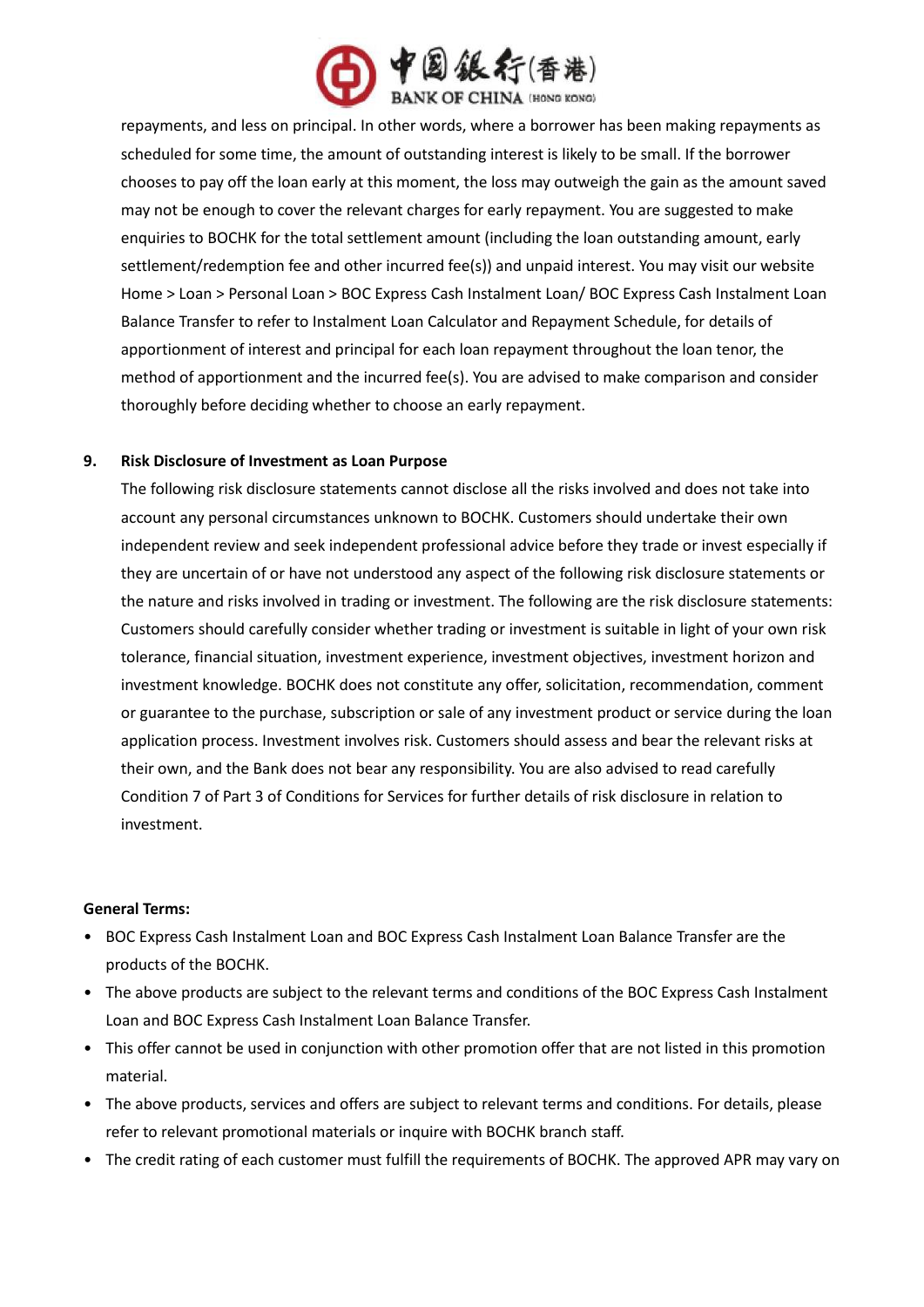repayments, and less on principal. In other words, where a borrower has been making repayments as scheduled for some time, the amount of outstanding interest is likely to be small. If the borrower chooses to pay off the loan early at this moment, the loss may outweigh the gain as the amount saved may not be enough to cover the relevant charges for early repayment. You are suggested to make enquiries to BOCHK for the total settlement amount (including the loan outstanding amount, early settlement/redemption fee and other incurred fee(s)) and unpaid interest. You may visit our website Home > Loan > Personal Loan > BOC Express Cash Instalment Loan/ BOC Express Cash Instalment Loan Balance Transfer to refer to Instalment Loan Calculator and Repayment Schedule, for details of apportionment of interest and principal for each loan repayment throughout the loan tenor, the method of apportionment and the incurred fee(s). You are advised to make comparison and consider thoroughly before deciding whether to choose an early repayment.

9. **Risk Disclosure of Investment as Loan Purpose**

   The following risk disclosure statements cannot disclose all the risks involved and does not take into account any personal circumstances unknown to BOCHK. Customers should undertake their own independent review and seek independent professional advice before they trade or invest especially if they are uncertain of or have not understood any aspect of the following risk disclosure statements or the nature and risks involved in trading or investment. The following are the risk disclosure statements: Customers should carefully consider whether trading or investment is suitable in light of your own risk tolerance, financial situation, investment experience, investment objectives, investment horizon and investment knowledge. BOCHK does not constitute any offer, solicitation, recommendation, comment or guarantee to the purchase, subscription or sale of any investment product or service during the loan application process. Investment involves risk. Customers should assess and bear the relevant risks at their own, and the Bank does not bear any responsibility. You are also advised to read carefully Condition 7 of Part 3 of Conditions for Services for further details of risk disclosure in relation to investment.

**General Terms:**

- BOC Express Cash Instalment Loan and BOC Express Cash Instalment Loan Balance Transfer are the products of the BOCHK.
- The above products are subject to the relevant terms and conditions of the BOC Express Cash Instalment Loan and BOC Express Cash Instalment Loan Balance Transfer.
- This offer cannot be used in conjunction with other promotion offer that are not listed in this promotion material.
- The above products, services and offers are subject to relevant terms and conditions. For details, please refer to relevant promotional materials or inquire with BOCHK branch staff.
- The credit rating of each customer must fulfill the requirements of BOCHK. The approved APR may vary on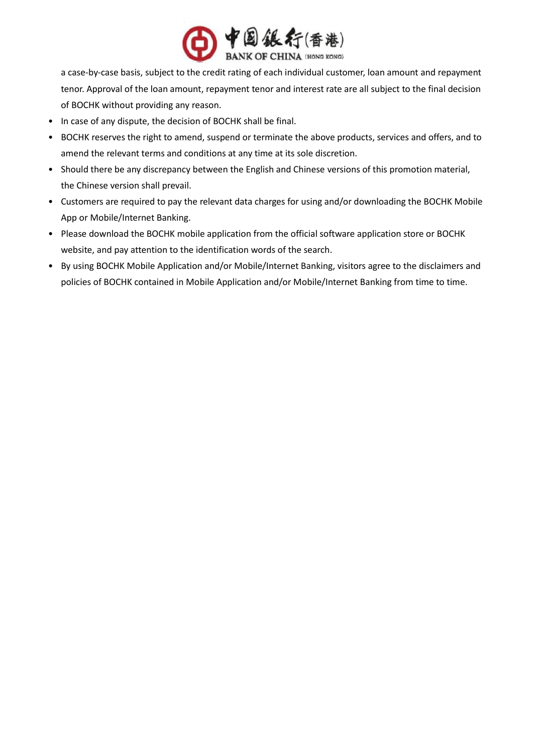a case-by-case basis, subject to the credit rating of each individual customer, loan amount and repayment tenor. Approval of the loan amount, repayment tenor and interest rate are all subject to the final decision of BOCHK without providing any reason.

- In case of any dispute, the decision of BOCHK shall be final.
- BOCHK reserves the right to amend, suspend or terminate the above products, services and offers, and to amend the relevant terms and conditions at any time at its sole discretion.
- Should there be any discrepancy between the English and Chinese versions of this promotion material, the Chinese version shall prevail.
- Customers are required to pay the relevant data charges for using and/or downloading the BOCHK Mobile App or Mobile/Internet Banking.
- Please download the BOCHK mobile application from the official software application store or BOCHK website, and pay attention to the identification words of the search.
- By using BOCHK Mobile Application and/or Mobile/Internet Banking, visitors agree to the disclaimers and policies of BOCHK contained in Mobile Application and/or Mobile/Internet Banking from time to time.